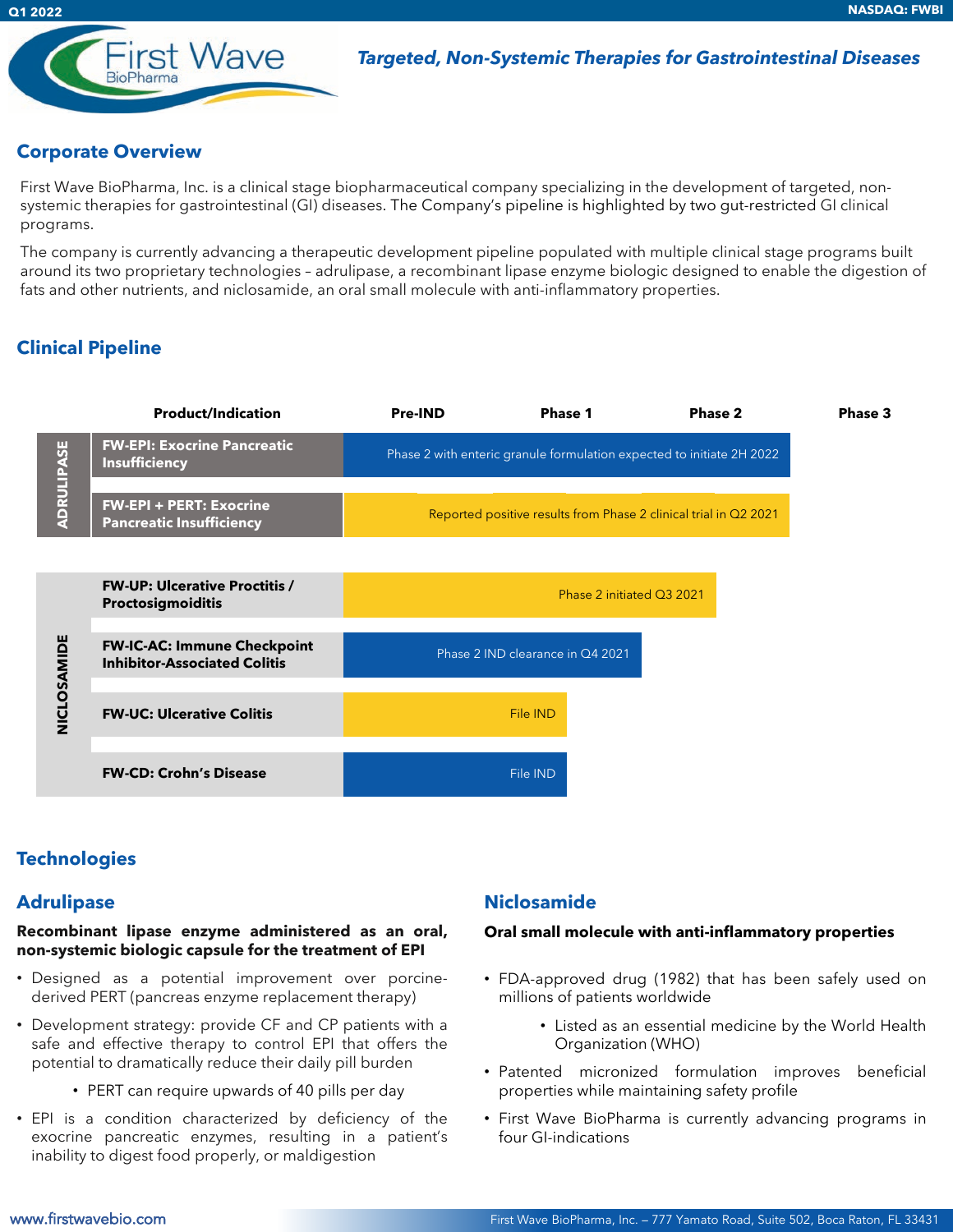# First Wave BioPharma

***Targeted, Non-Systemic Therapies for Gastrointestinal Diseases***

Q1 2022 — NASDAQ: FWBI

## Corporate Overview

First Wave BioPharma, Inc. is a clinical stage biopharmaceutical company specializing in the development of targeted, non-systemic therapies for gastrointestinal (GI) diseases. The Company's pipeline is highlighted by two gut-restricted GI clinical programs.

The company is currently advancing a therapeutic development pipeline populated with multiple clinical stage programs built around its two proprietary technologies – adrulipase, a recombinant lipase enzyme biologic designed to enable the digestion of fats and other nutrients, and niclosamide, an oral small molecule with anti-inflammatory properties.

## Clinical Pipeline

| | Product/Indication | Status (Pre-IND / Phase 1 / Phase 2 / Phase 3) |
|---|---|---|
| ADRULIPASE | **FW-EPI: Exocrine Pancreatic Insufficiency** | Phase 2 with enteric granule formulation expected to initiate 2H 2022 |
| ADRULIPASE | **FW-EPI + PERT: Exocrine Pancreatic Insufficiency** | Reported positive results from Phase 2 clinical trial in Q2 2021 |
| NICLOSAMIDE | **FW-UP: Ulcerative Proctitis / Proctosigmoiditis** | Phase 2 initiated Q3 2021 |
| NICLOSAMIDE | **FW-IC-AC: Immune Checkpoint Inhibitor-Associated Colitis** | Phase 2 IND clearance in Q4 2021 |
| NICLOSAMIDE | **FW-UC: Ulcerative Colitis** | File IND |
| NICLOSAMIDE | **FW-CD: Crohn's Disease** | File IND |

## Technologies

### Adrulipase

**Recombinant lipase enzyme administered as an oral, non-systemic biologic capsule for the treatment of EPI**

- Designed as a potential improvement over porcine-derived PERT (pancreas enzyme replacement therapy)
- Development strategy: provide CF and CP patients with a safe and effective therapy to control EPI that offers the potential to dramatically reduce their daily pill burden
  - PERT can require upwards of 40 pills per day
- EPI is a condition characterized by deficiency of the exocrine pancreatic enzymes, resulting in a patient's inability to digest food properly, or maldigestion

### Niclosamide

**Oral small molecule with anti-inflammatory properties**

- FDA-approved drug (1982) that has been safely used on millions of patients worldwide
  - Listed as an essential medicine by the World Health Organization (WHO)
- Patented micronized formulation improves beneficial properties while maintaining safety profile
- First Wave BioPharma is currently advancing programs in four GI-indications

www.firstwavebio.com — First Wave BioPharma, Inc. – 777 Yamato Road, Suite 502, Boca Raton, FL 33431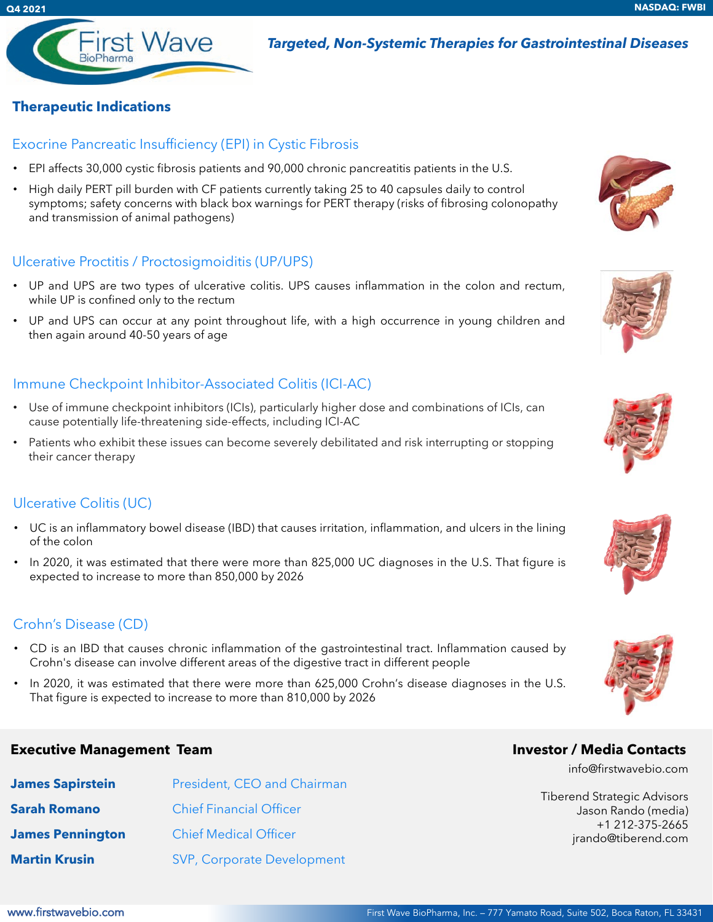# Targeted, Non-Systemic Therapies for Gastrointestinal Diseases

## Therapeutic Indications

### Exocrine Pancreatic Insufficiency (EPI) in Cystic Fibrosis

- EPI affects 30,000 cystic fibrosis patients and 90,000 chronic pancreatitis patients in the U.S.
- High daily PERT pill burden with CF patients currently taking 25 to 40 capsules daily to control symptoms; safety concerns with black box warnings for PERT therapy (risks of fibrosing colonopathy and transmission of animal pathogens)

### Ulcerative Proctitis / Proctosigmoiditis (UP/UPS)

- UP and UPS are two types of ulcerative colitis. UPS causes inflammation in the colon and rectum, while UP is confined only to the rectum
- UP and UPS can occur at any point throughout life, with a high occurrence in young children and then again around 40-50 years of age

### Immune Checkpoint Inhibitor-Associated Colitis (ICI-AC)

- Use of immune checkpoint inhibitors (ICIs), particularly higher dose and combinations of ICIs, can cause potentially life-threatening side-effects, including ICI-AC
- Patients who exhibit these issues can become severely debilitated and risk interrupting or stopping their cancer therapy

### Ulcerative Colitis (UC)

- UC is an inflammatory bowel disease (IBD) that causes irritation, inflammation, and ulcers in the lining of the colon
- In 2020, it was estimated that there were more than 825,000 UC diagnoses in the U.S. That figure is expected to increase to more than 850,000 by 2026

### Crohn's Disease (CD)

- CD is an IBD that causes chronic inflammation of the gastrointestinal tract. Inflammation caused by Crohn's disease can involve different areas of the digestive tract in different people
- In 2020, it was estimated that there were more than 625,000 Crohn's disease diagnoses in the U.S. That figure is expected to increase to more than 810,000 by 2026

## Executive Management Team

| | |
|---|---|
| **James Sapirstein** | President, CEO and Chairman |
| **Sarah Romano** | Chief Financial Officer |
| **James Pennington** | Chief Medical Officer |
| **Martin Krusin** | SVP, Corporate Development |

## Investor / Media Contacts

info@firstwavebio.com

Tiberend Strategic Advisors
Jason Rando (media)
+1 212-375-2665
jrando@tiberend.com

www.firstwavebio.com

First Wave BioPharma, Inc. – 777 Yamato Road, Suite 502, Boca Raton, FL 33431